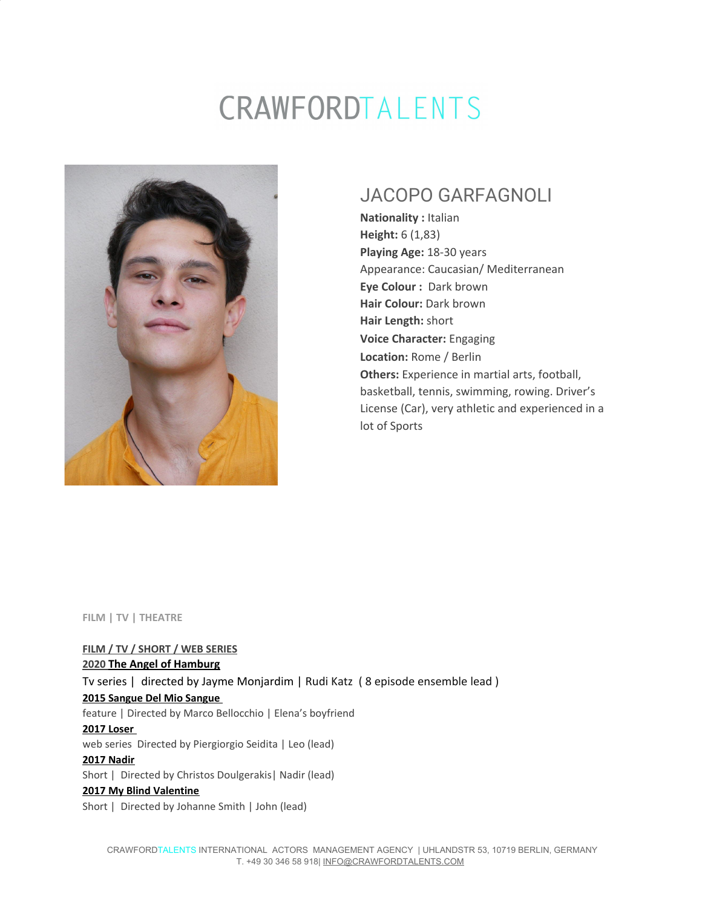# CRAWFORDTALENTS

## JACOPO GARFAGNOLI

**Nationality :** Italian
**Height:** 6 (1,83)
**Playing Age:** 18-30 years
Appearance: Caucasian/ Mediterranean
**Eye Colour :** Dark brown
**Hair Colour:** Dark brown
**Hair Length:** short
**Voice Character:** Engaging
**Location:** Rome / Berlin
**Others:** Experience in martial arts, football, basketball, tennis, swimming, rowing. Driver's License (Car), very athletic and experienced in a lot of Sports

**FILM | TV | THEATRE**

**FILM / TV / SHORT / WEB SERIES**

**2020 The Angel of Hamburg**
Tv series | directed by Jayme Monjardim | Rudi Katz ( 8 episode ensemble lead )

**2015 Sangue Del Mio Sangue**
feature | Directed by Marco Bellocchio | Elena's boyfriend

**2017 Loser**
web series Directed by Piergiorgio Seidita | Leo (lead)

**2017 Nadir**
Short | Directed by Christos Doulgerakis| Nadir (lead)

**2017 My Blind Valentine**
Short | Directed by Johanne Smith | John (lead)

CRAWFORDTALENTS INTERNATIONAL ACTORS MANAGEMENT AGENCY | UHLANDSTR 53, 10719 BERLIN, GERMANY
T. +49 30 346 58 918| INFO@CRAWFORDTALENTS.COM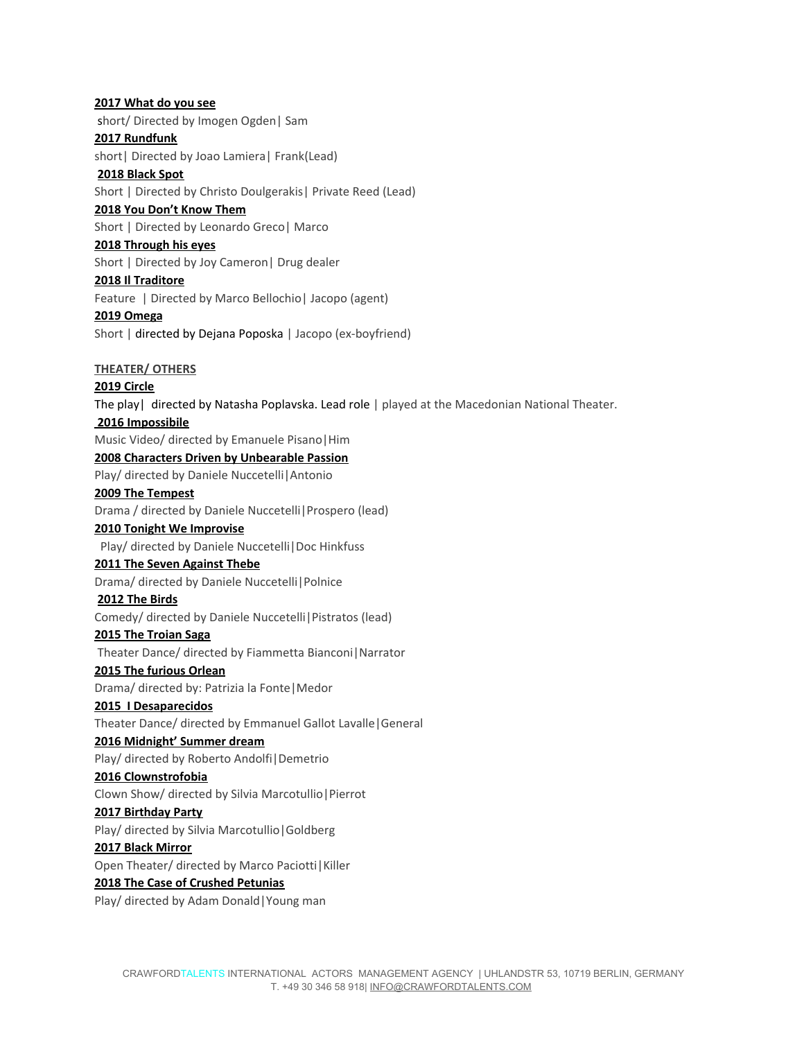**2017 What do you see**

short/ Directed by Imogen Ogden| Sam

**2017 Rundfunk**

short| Directed by Joao Lamiera| Frank(Lead)

**2018 Black Spot**

Short | Directed by Christo Doulgerakis| Private Reed (Lead)

**2018 You Don't Know Them**

Short | Directed by Leonardo Greco| Marco

**2018 Through his eyes**

Short | Directed by Joy Cameron| Drug dealer

**2018 Il Traditore**

Feature | Directed by Marco Bellochio| Jacopo (agent)

**2019 Omega**

Short | directed by Dejana Poposka | Jacopo (ex-boyfriend)

**THEATER/ OTHERS**

**2019 Circle**

The play| directed by Natasha Poplavska. Lead role | played at the Macedonian National Theater.

**2016 Impossibile**

Music Video/ directed by Emanuele Pisano|Him

**2008 Characters Driven by Unbearable Passion**

Play/ directed by Daniele Nuccetelli|Antonio

**2009 The Tempest**

Drama / directed by Daniele Nuccetelli|Prospero (lead)

**2010 Tonight We Improvise**

Play/ directed by Daniele Nuccetelli|Doc Hinkfuss

**2011 The Seven Against Thebe**

Drama/ directed by Daniele Nuccetelli|Polnice

**2012 The Birds**

Comedy/ directed by Daniele Nuccetelli|Pistratos (lead)

**2015 The Troian Saga**

Theater Dance/ directed by Fiammetta Bianconi|Narrator

**2015 The furious Orlean**

Drama/ directed by: Patrizia la Fonte|Medor

**2015 I Desaparecidos**

Theater Dance/ directed by Emmanuel Gallot Lavalle|General

**2016 Midnight' Summer dream**

Play/ directed by Roberto Andolfi|Demetrio

**2016 Clownstrofobia**

Clown Show/ directed by Silvia Marcotullio|Pierrot

**2017 Birthday Party**

Play/ directed by Silvia Marcotullio|Goldberg

**2017 Black Mirror**

Open Theater/ directed by Marco Paciotti|Killer

**2018 The Case of Crushed Petunias**

Play/ directed by Adam Donald|Young man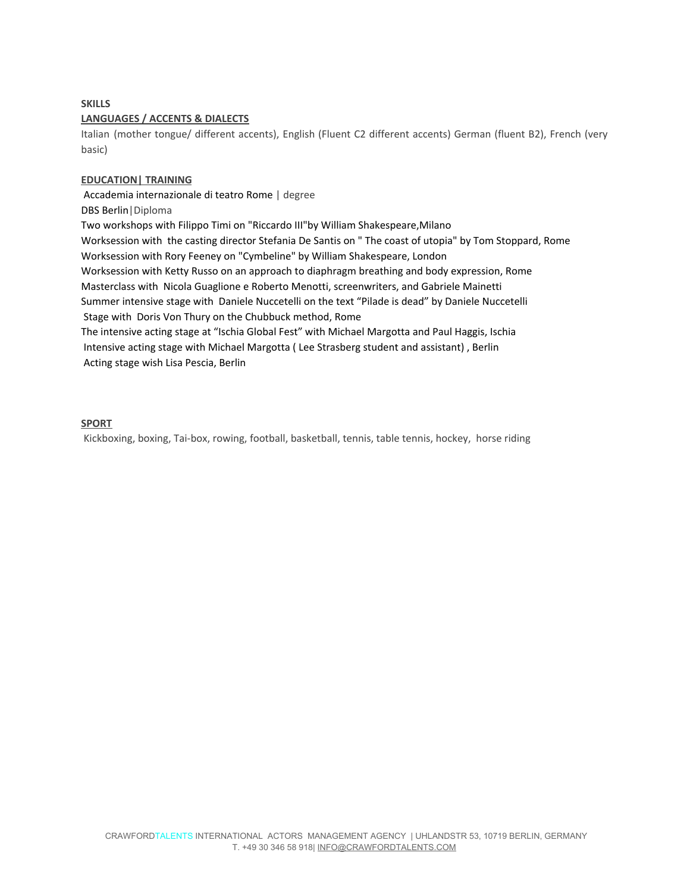**SKILLS**

**LANGUAGES / ACCENTS & DIALECTS**

Italian (mother tongue/ different accents), English (Fluent C2 different accents) German (fluent B2), French (very basic)

**EDUCATION| TRAINING**

Accademia internazionale di teatro Rome | degree
DBS Berlin|Diploma
Two workshops with Filippo Timi on "Riccardo III"by William Shakespeare,Milano
Worksession with the casting director Stefania De Santis on " The coast of utopia" by Tom Stoppard, Rome
Worksession with Rory Feeney on "Cymbeline" by William Shakespeare, London
Worksession with Ketty Russo on an approach to diaphragm breathing and body expression, Rome
Masterclass with Nicola Guaglione e Roberto Menotti, screenwriters, and Gabriele Mainetti
Summer intensive stage with Daniele Nuccetelli on the text "Pilade is dead" by Daniele Nuccetelli
Stage with Doris Von Thury on the Chubbuck method, Rome
The intensive acting stage at "Ischia Global Fest" with Michael Margotta and Paul Haggis, Ischia
Intensive acting stage with Michael Margotta ( Lee Strasberg student and assistant) , Berlin
Acting stage wish Lisa Pescia, Berlin

**SPORT**

Kickboxing, boxing, Tai-box, rowing, football, basketball, tennis, table tennis, hockey, horse riding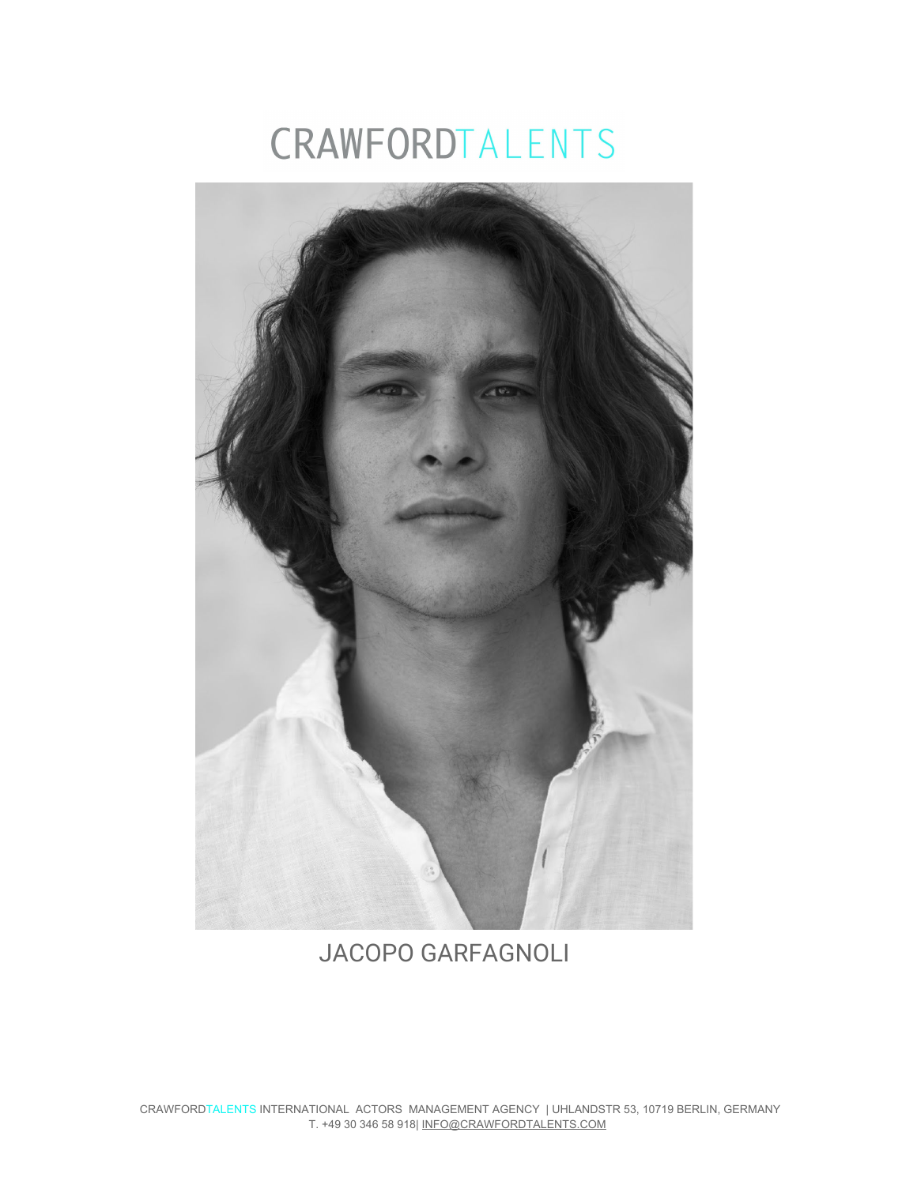CRAWFORDTALENTS

JACOPO GARFAGNOLI

CRAWFORDTALENTS INTERNATIONAL ACTORS MANAGEMENT AGENCY | UHLANDSTR 53, 10719 BERLIN, GERMANY
T. +49 30 346 58 918| INFO@CRAWFORDTALENTS.COM